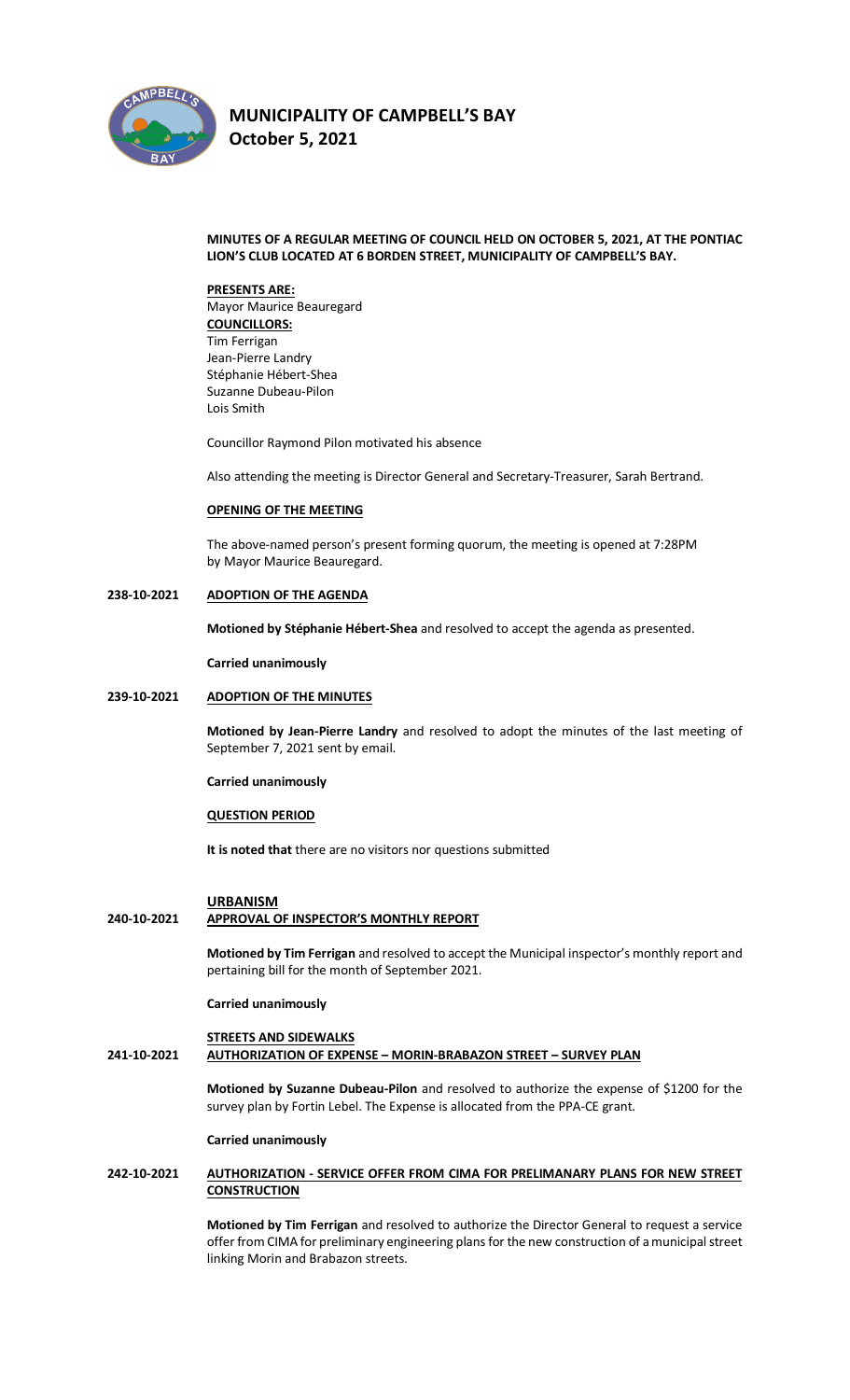# MUNICIPALITY OF CAMPBELL'S BAY
## October 5, 2021

**MINUTES OF A REGULAR MEETING OF COUNCIL HELD ON OCTOBER 5, 2021, AT THE PONTIAC LION'S CLUB LOCATED AT 6 BORDEN STREET, MUNICIPALITY OF CAMPBELL'S BAY.**

**PRESENTS ARE:**
Mayor Maurice Beauregard
**COUNCILLORS:**
Tim Ferrigan
Jean-Pierre Landry
Stéphanie Hébert-Shea
Suzanne Dubeau-Pilon
Lois Smith

Councillor Raymond Pilon motivated his absence

Also attending the meeting is Director General and Secretary-Treasurer, Sarah Bertrand.

**OPENING OF THE MEETING**

The above-named person's present forming quorum, the meeting is opened at 7:28PM by Mayor Maurice Beauregard.

**238-10-2021 ADOPTION OF THE AGENDA**

**Motioned by Stéphanie Hébert-Shea** and resolved to accept the agenda as presented.

**Carried unanimously**

**239-10-2021 ADOPTION OF THE MINUTES**

**Motioned by Jean-Pierre Landry** and resolved to adopt the minutes of the last meeting of September 7, 2021 sent by email.

**Carried unanimously**

**QUESTION PERIOD**

**It is noted that** there are no visitors nor questions submitted

**URBANISM**

**240-10-2021 APPROVAL OF INSPECTOR'S MONTHLY REPORT**

**Motioned by Tim Ferrigan** and resolved to accept the Municipal inspector's monthly report and pertaining bill for the month of September 2021.

**Carried unanimously**

**STREETS AND SIDEWALKS**

**241-10-2021 AUTHORIZATION OF EXPENSE – MORIN-BRABAZON STREET – SURVEY PLAN**

**Motioned by Suzanne Dubeau-Pilon** and resolved to authorize the expense of $1200 for the survey plan by Fortin Lebel. The Expense is allocated from the PPA-CE grant.

**Carried unanimously**

**242-10-2021 AUTHORIZATION - SERVICE OFFER FROM CIMA FOR PRELAMINARY PLANS FOR NEW STREET CONSTRUCTION**

**Motioned by Tim Ferrigan** and resolved to authorize the Director General to request a service offer from CIMA for preliminary engineering plans for the new construction of a municipal street linking Morin and Brabazon streets.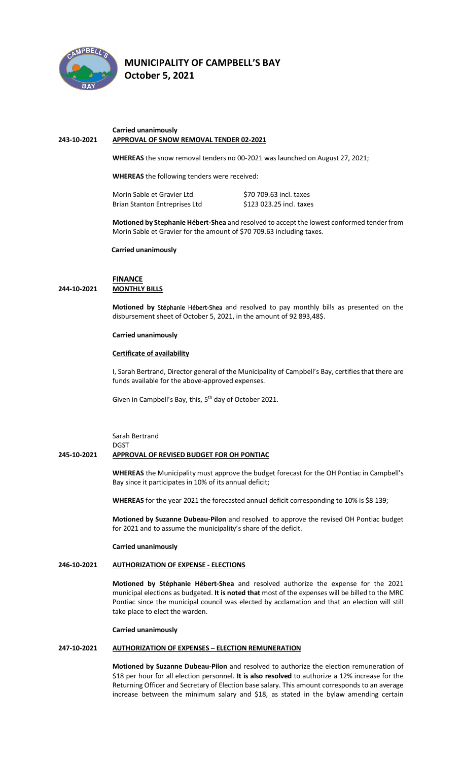**Carried unanimously**

**243-10-2021** **APPROVAL OF SNOW REMOVAL TENDER 02-2021**

**WHEREAS** the snow removal tenders no 00-2021 was launched on August 27, 2021;

**WHEREAS** the following tenders were received:

| | |
|---|---|
| Morin Sable et Gravier Ltd | $70 709.63 incl. taxes |
| Brian Stanton Entreprises Ltd | $123 023.25 incl. taxes |

**Motioned by Stephanie Hébert-Shea** and resolved to accept the lowest conformed tender from Morin Sable et Gravier for the amount of $70 709.63 including taxes.

**Carried unanimously**

## FINANCE

**244-10-2021** **MONTHLY BILLS**

**Motioned by** Stéphanie Hébert-Shea and resolved to pay monthly bills as presented on the disbursement sheet of October 5, 2021, in the amount of 92 893,48$.

**Carried unanimously**

**Certificate of availability**

I, Sarah Bertrand, Director general of the Municipality of Campbell's Bay, certifies that there are funds available for the above-approved expenses.

Given in Campbell's Bay, this, 5th day of October 2021.

Sarah Bertrand
DGST

**245-10-2021** **APPROVAL OF REVISED BUDGET FOR OH PONTIAC**

**WHEREAS** the Municipality must approve the budget forecast for the OH Pontiac in Campbell's Bay since it participates in 10% of its annual deficit;

**WHEREAS** for the year 2021 the forecasted annual deficit corresponding to 10% is $8 139;

**Motioned by Suzanne Dubeau-Pilon** and resolved to approve the revised OH Pontiac budget for 2021 and to assume the municipality's share of the deficit.

**Carried unanimously**

**246-10-2021** **AUTHORIZATION OF EXPENSE - ELECTIONS**

**Motioned by Stéphanie Hébert-Shea** and resolved authorize the expense for the 2021 municipal elections as budgeted. **It is noted that** most of the expenses will be billed to the MRC Pontiac since the municipal council was elected by acclamation and that an election will still take place to elect the warden.

**Carried unanimously**

**247-10-2021** **AUTHORIZATION OF EXPENSES – ELECTION REMUNERATION**

**Motioned by Suzanne Dubeau-Pilon** and resolved to authorize the election remuneration of $18 per hour for all election personnel. **It is also resolved** to authorize a 12% increase for the Returning Officer and Secretary of Election base salary. This amount corresponds to an average increase between the minimum salary and $18, as stated in the bylaw amending certain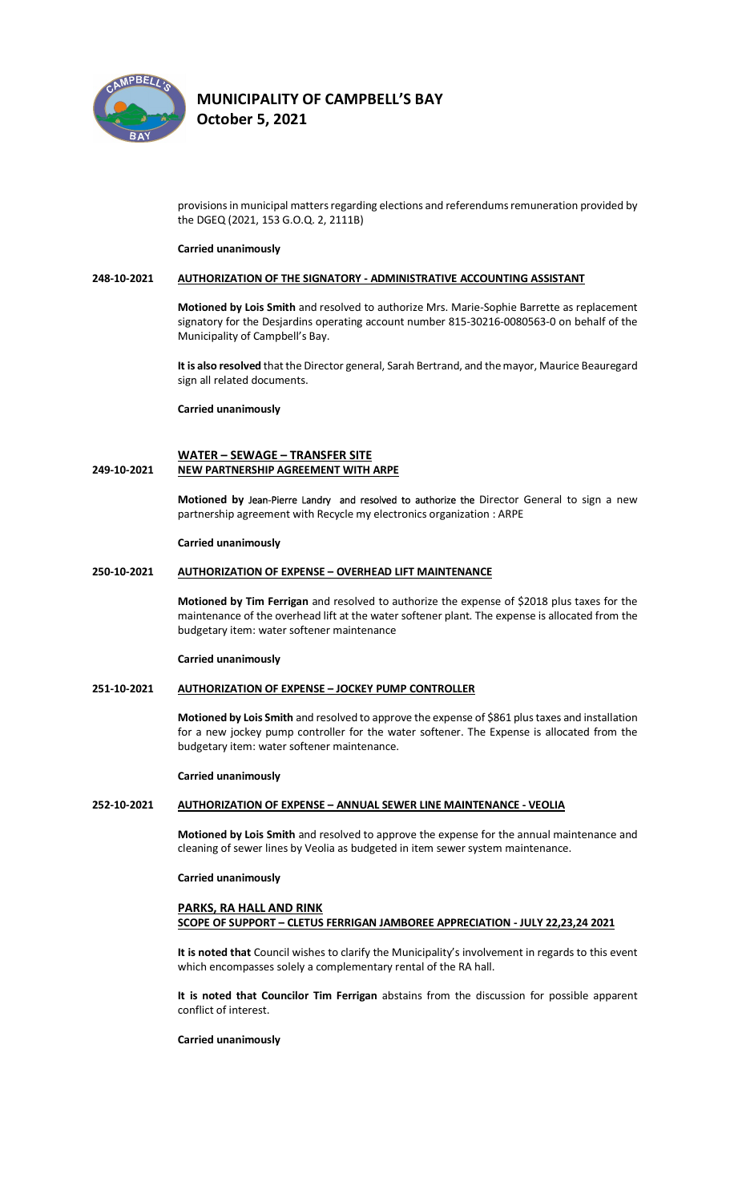provisions in municipal matters regarding elections and referendums remuneration provided by the DGEQ (2021, 153 G.O.Q. 2, 2111B)

**Carried unanimously**

**248-10-2021 AUTHORIZATION OF THE SIGNATORY - ADMINISTRATIVE ACCOUNTING ASSISTANT**

**Motioned by Lois Smith** and resolved to authorize Mrs. Marie-Sophie Barrette as replacement signatory for the Desjardins operating account number 815-30216-0080563-0 on behalf of the Municipality of Campbell's Bay.

**It is also resolved** that the Director general, Sarah Bertrand, and the mayor, Maurice Beauregard sign all related documents.

**Carried unanimously**

**WATER – SEWAGE – TRANSFER SITE**

**249-10-2021 NEW PARTNERSHIP AGREEMENT WITH ARPE**

**Motioned by** Jean-Pierre Landry and resolved to authorize the Director General to sign a new partnership agreement with Recycle my electronics organization : ARPE

**Carried unanimously**

**250-10-2021 AUTHORIZATION OF EXPENSE – OVERHEAD LIFT MAINTENANCE**

**Motioned by Tim Ferrigan** and resolved to authorize the expense of $2018 plus taxes for the maintenance of the overhead lift at the water softener plant. The expense is allocated from the budgetary item: water softener maintenance

**Carried unanimously**

**251-10-2021 AUTHORIZATION OF EXPENSE – JOCKEY PUMP CONTROLLER**

**Motioned by Lois Smith** and resolved to approve the expense of $861 plus taxes and installation for a new jockey pump controller for the water softener. The Expense is allocated from the budgetary item: water softener maintenance.

**Carried unanimously**

**252-10-2021 AUTHORIZATION OF EXPENSE – ANNUAL SEWER LINE MAINTENANCE - VEOLIA**

**Motioned by Lois Smith** and resolved to approve the expense for the annual maintenance and cleaning of sewer lines by Veolia as budgeted in item sewer system maintenance.

**Carried unanimously**

**PARKS, RA HALL AND RINK**

**SCOPE OF SUPPORT – CLETUS FERRIGAN JAMBOREE APPRECIATION - JULY 22,23,24 2021**

**It is noted that** Council wishes to clarify the Municipality's involvement in regards to this event which encompasses solely a complementary rental of the RA hall.

**It is noted that Councilor Tim Ferrigan** abstains from the discussion for possible apparent conflict of interest.

**Carried unanimously**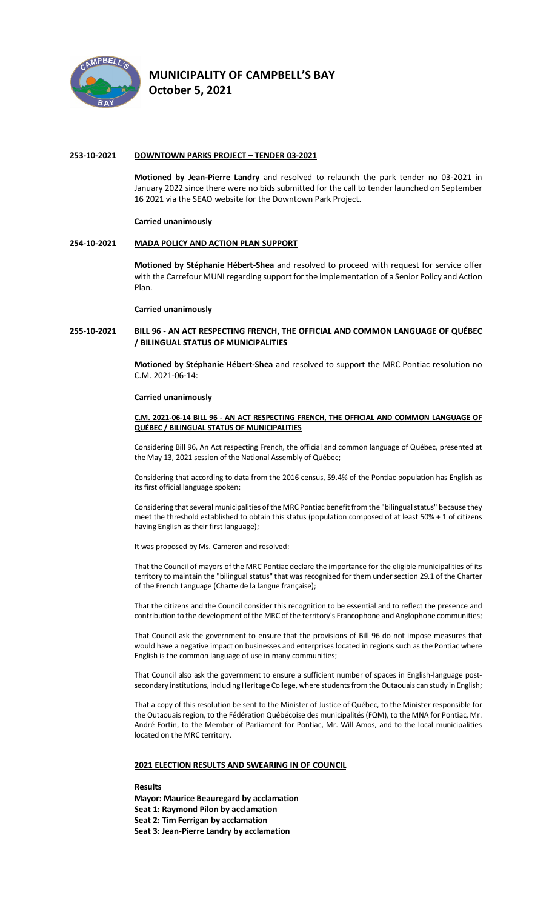# MUNICIPALITY OF CAMPBELL'S BAY
**October 5, 2021**

**253-10-2021 DOWNTOWN PARKS PROJECT – TENDER 03-2021**

**Motioned by Jean-Pierre Landry** and resolved to relaunch the park tender no 03-2021 in January 2022 since there were no bids submitted for the call to tender launched on September 16 2021 via the SEAO website for the Downtown Park Project.

**Carried unanimously**

**254-10-2021 MADA POLICY AND ACTION PLAN SUPPORT**

**Motioned by Stéphanie Hébert-Shea** and resolved to proceed with request for service offer with the Carrefour MUNI regarding support for the implementation of a Senior Policy and Action Plan.

**Carried unanimously**

**255-10-2021 BILL 96 - AN ACT RESPECTING FRENCH, THE OFFICIAL AND COMMON LANGUAGE OF QUÉBEC / BILINGUAL STATUS OF MUNICIPALITIES**

**Motioned by Stéphanie Hébert-Shea** and resolved to support the MRC Pontiac resolution no C.M. 2021-06-14:

**Carried unanimously**

**C.M. 2021-06-14 BILL 96 - AN ACT RESPECTING FRENCH, THE OFFICIAL AND COMMON LANGUAGE OF QUÉBEC / BILINGUAL STATUS OF MUNICIPALITIES**

Considering Bill 96, An Act respecting French, the official and common language of Québec, presented at the May 13, 2021 session of the National Assembly of Québec;

Considering that according to data from the 2016 census, 59.4% of the Pontiac population has English as its first official language spoken;

Considering that several municipalities of the MRC Pontiac benefit from the "bilingual status" because they meet the threshold established to obtain this status (population composed of at least 50% + 1 of citizens having English as their first language);

It was proposed by Ms. Cameron and resolved:

That the Council of mayors of the MRC Pontiac declare the importance for the eligible municipalities of its territory to maintain the "bilingual status" that was recognized for them under section 29.1 of the Charter of the French Language (Charte de la langue française);

That the citizens and the Council consider this recognition to be essential and to reflect the presence and contribution to the development of the MRC of the territory's Francophone and Anglophone communities;

That Council ask the government to ensure that the provisions of Bill 96 do not impose measures that would have a negative impact on businesses and enterprises located in regions such as the Pontiac where English is the common language of use in many communities;

That Council also ask the government to ensure a sufficient number of spaces in English-language post-secondary institutions, including Heritage College, where students from the Outaouais can study in English;

That a copy of this resolution be sent to the Minister of Justice of Québec, to the Minister responsible for the Outaouais region, to the Fédération Québécoise des municipalités (FQM), to the MNA for Pontiac, Mr. André Fortin, to the Member of Parliament for Pontiac, Mr. Will Amos, and to the local municipalities located on the MRC territory.

**2021 ELECTION RESULTS AND SWEARING IN OF COUNCIL**

**Results**

**Mayor: Maurice Beauregard by acclamation**
**Seat 1: Raymond Pilon by acclamation**
**Seat 2: Tim Ferrigan by acclamation**
**Seat 3: Jean-Pierre Landry by acclamation**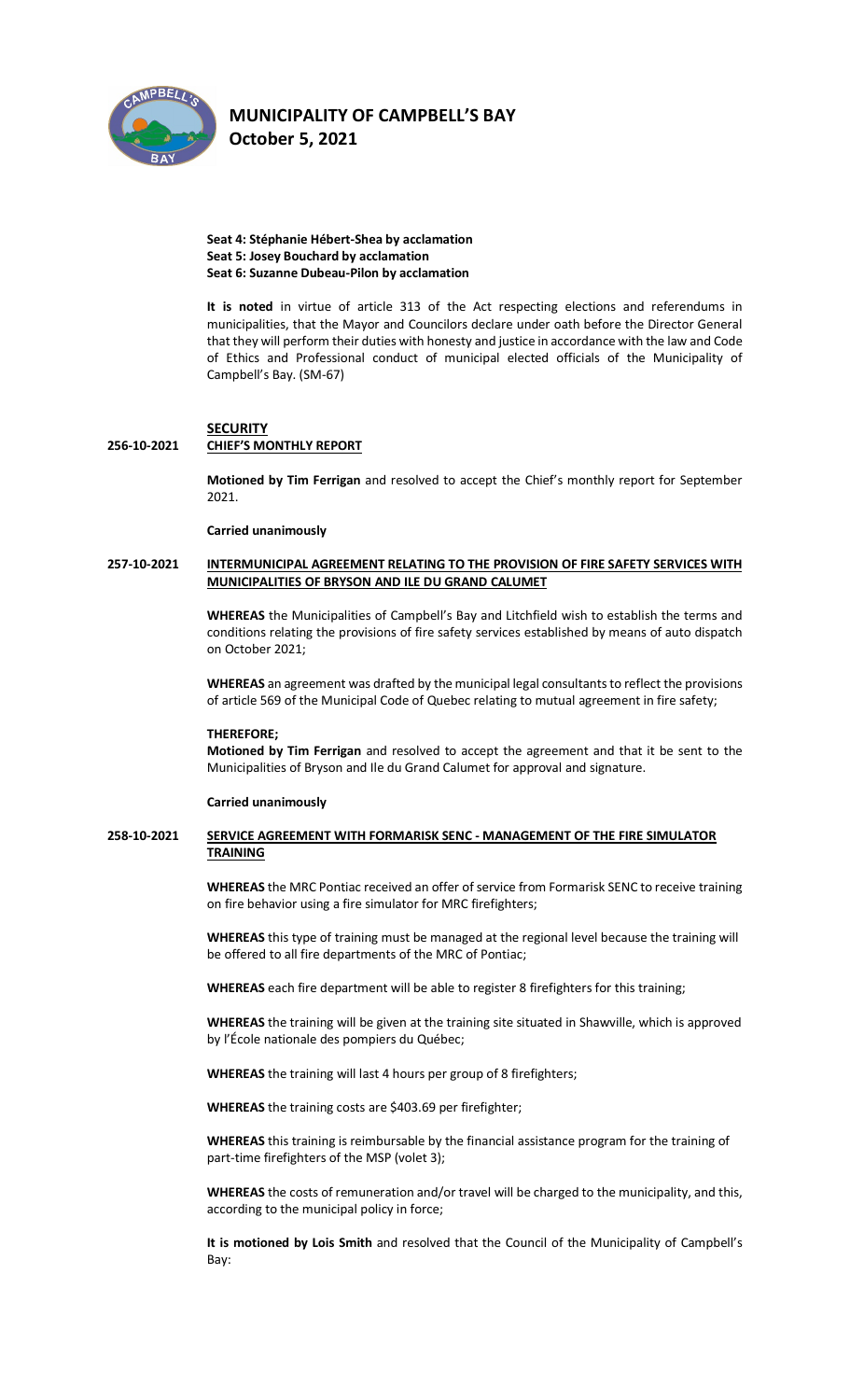**Seat 4: Stéphanie Hébert-Shea by acclamation**
**Seat 5: Josey Bouchard by acclamation**
**Seat 6: Suzanne Dubeau-Pilon by acclamation**

**It is noted** in virtue of article 313 of the Act respecting elections and referendums in municipalities, that the Mayor and Councilors declare under oath before the Director General that they will perform their duties with honesty and justice in accordance with the law and Code of Ethics and Professional conduct of municipal elected officials of the Municipality of Campbell's Bay. (SM-67)

## SECURITY

### 256-10-2021 CHIEF'S MONTHLY REPORT

**Motioned by Tim Ferrigan** and resolved to accept the Chief's monthly report for September 2021.

**Carried unanimously**

### 257-10-2021 INTERMUNICIPAL AGREEMENT RELATING TO THE PROVISION OF FIRE SAFETY SERVICES WITH MUNICIPALITIES OF BRYSON AND ILE DU GRAND CALUMET

**WHEREAS** the Municipalities of Campbell's Bay and Litchfield wish to establish the terms and conditions relating the provisions of fire safety services established by means of auto dispatch on October 2021;

**WHEREAS** an agreement was drafted by the municipal legal consultants to reflect the provisions of article 569 of the Municipal Code of Quebec relating to mutual agreement in fire safety;

**THEREFORE;**
**Motioned by Tim Ferrigan** and resolved to accept the agreement and that it be sent to the Municipalities of Bryson and Ile du Grand Calumet for approval and signature.

**Carried unanimously**

### 258-10-2021 SERVICE AGREEMENT WITH FORMARISK SENC - MANAGEMENT OF THE FIRE SIMULATOR TRAINING

**WHEREAS** the MRC Pontiac received an offer of service from Formarisk SENC to receive training on fire behavior using a fire simulator for MRC firefighters;

**WHEREAS** this type of training must be managed at the regional level because the training will be offered to all fire departments of the MRC of Pontiac;

**WHEREAS** each fire department will be able to register 8 firefighters for this training;

**WHEREAS** the training will be given at the training site situated in Shawville, which is approved by l'École nationale des pompiers du Québec;

**WHEREAS** the training will last 4 hours per group of 8 firefighters;

**WHEREAS** the training costs are $403.69 per firefighter;

**WHEREAS** this training is reimbursable by the financial assistance program for the training of part-time firefighters of the MSP (volet 3);

**WHEREAS** the costs of remuneration and/or travel will be charged to the municipality, and this, according to the municipal policy in force;

**It is motioned by Lois Smith** and resolved that the Council of the Municipality of Campbell's Bay: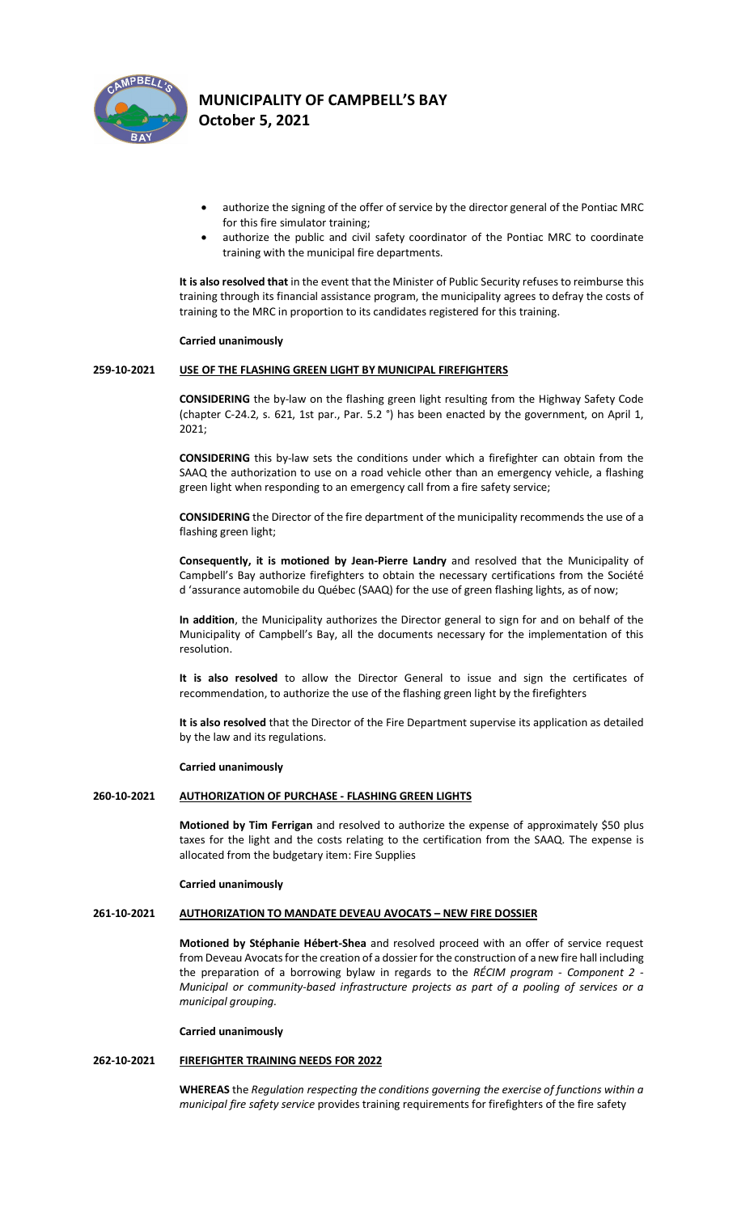- authorize the signing of the offer of service by the director general of the Pontiac MRC for this fire simulator training;
- authorize the public and civil safety coordinator of the Pontiac MRC to coordinate training with the municipal fire departments.

**It is also resolved that** in the event that the Minister of Public Security refuses to reimburse this training through its financial assistance program, the municipality agrees to defray the costs of training to the MRC in proportion to its candidates registered for this training.

**Carried unanimously**

**259-10-2021 USE OF THE FLASHING GREEN LIGHT BY MUNICIPAL FIREFIGHTERS**

**CONSIDERING** the by-law on the flashing green light resulting from the Highway Safety Code (chapter C-24.2, s. 621, 1st par., Par. 5.2 °) has been enacted by the government, on April 1, 2021;

**CONSIDERING** this by-law sets the conditions under which a firefighter can obtain from the SAAQ the authorization to use on a road vehicle other than an emergency vehicle, a flashing green light when responding to an emergency call from a fire safety service;

**CONSIDERING** the Director of the fire department of the municipality recommends the use of a flashing green light;

**Consequently, it is motioned by Jean-Pierre Landry** and resolved that the Municipality of Campbell's Bay authorize firefighters to obtain the necessary certifications from the Société d 'assurance automobile du Québec (SAAQ) for the use of green flashing lights, as of now;

**In addition**, the Municipality authorizes the Director general to sign for and on behalf of the Municipality of Campbell's Bay, all the documents necessary for the implementation of this resolution.

**It is also resolved** to allow the Director General to issue and sign the certificates of recommendation, to authorize the use of the flashing green light by the firefighters

**It is also resolved** that the Director of the Fire Department supervise its application as detailed by the law and its regulations.

**Carried unanimously**

**260-10-2021 AUTHORIZATION OF PURCHASE - FLASHING GREEN LIGHTS**

**Motioned by Tim Ferrigan** and resolved to authorize the expense of approximately $50 plus taxes for the light and the costs relating to the certification from the SAAQ. The expense is allocated from the budgetary item: Fire Supplies

**Carried unanimously**

**261-10-2021 AUTHORIZATION TO MANDATE DEVEAU AVOCATS – NEW FIRE DOSSIER**

**Motioned by Stéphanie Hébert-Shea** and resolved proceed with an offer of service request from Deveau Avocats for the creation of a dossier for the construction of a new fire hall including the preparation of a borrowing bylaw in regards to the *RÉCIM program - Component 2 - Municipal or community-based infrastructure projects as part of a pooling of services or a municipal grouping.*

**Carried unanimously**

**262-10-2021 FIREFIGHTER TRAINING NEEDS FOR 2022**

**WHEREAS** the *Regulation respecting the conditions governing the exercise of functions within a municipal fire safety service* provides training requirements for firefighters of the fire safety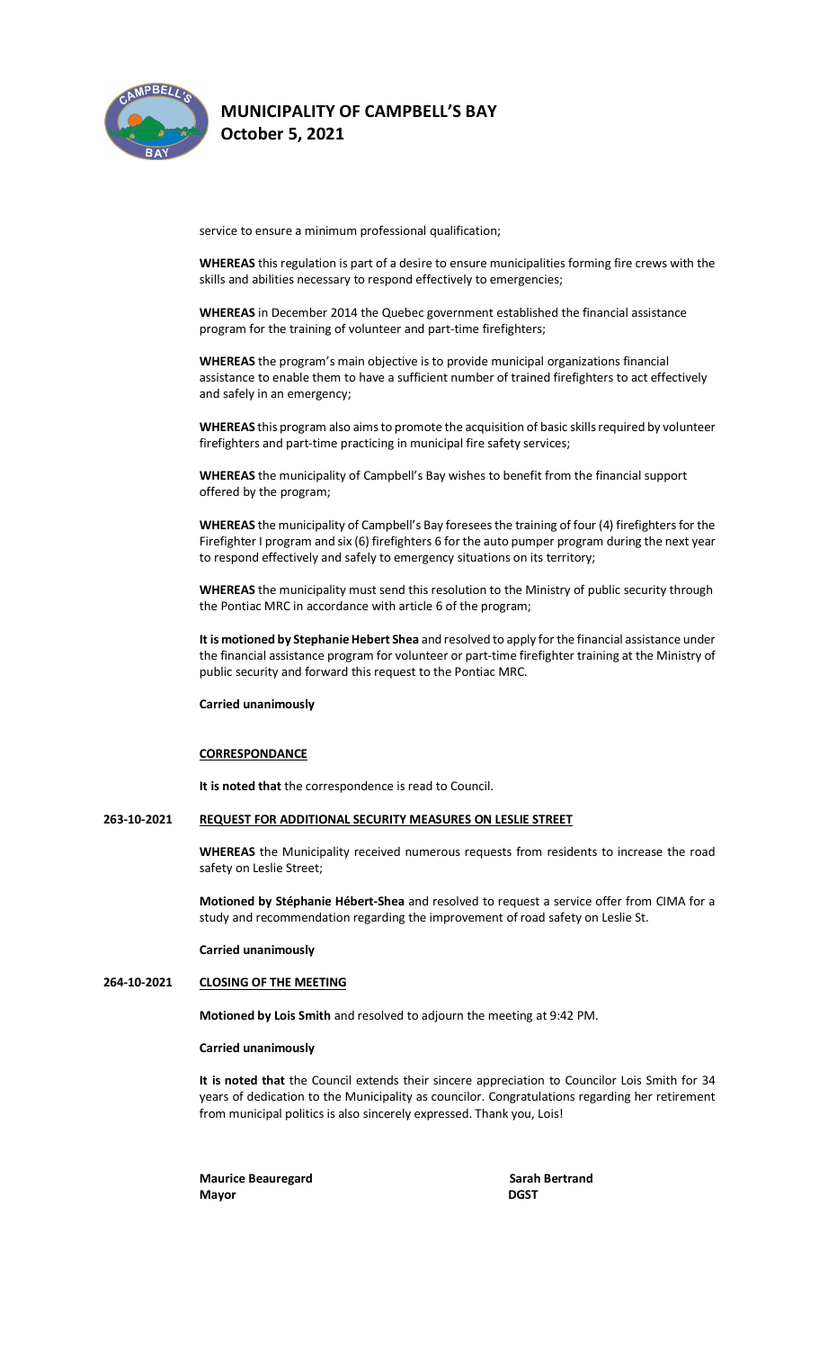service to ensure a minimum professional qualification;

**WHEREAS** this regulation is part of a desire to ensure municipalities forming fire crews with the skills and abilities necessary to respond effectively to emergencies;

**WHEREAS** in December 2014 the Quebec government established the financial assistance program for the training of volunteer and part-time firefighters;

**WHEREAS** the program's main objective is to provide municipal organizations financial assistance to enable them to have a sufficient number of trained firefighters to act effectively and safely in an emergency;

**WHEREAS** this program also aims to promote the acquisition of basic skills required by volunteer firefighters and part-time practicing in municipal fire safety services;

**WHEREAS** the municipality of Campbell's Bay wishes to benefit from the financial support offered by the program;

**WHEREAS** the municipality of Campbell's Bay foresees the training of four (4) firefighters for the Firefighter I program and six (6) firefighters 6 for the auto pumper program during the next year to respond effectively and safely to emergency situations on its territory;

**WHEREAS** the municipality must send this resolution to the Ministry of public security through the Pontiac MRC in accordance with article 6 of the program;

**It is motioned by Stephanie Hebert Shea** and resolved to apply for the financial assistance under the financial assistance program for volunteer or part-time firefighter training at the Ministry of public security and forward this request to the Pontiac MRC.

**Carried unanimously**

**CORRESPONDANCE**

**It is noted that** the correspondence is read to Council.

**263-10-2021 REQUEST FOR ADDITIONAL SECURITY MEASURES ON LESLIE STREET**

**WHEREAS** the Municipality received numerous requests from residents to increase the road safety on Leslie Street;

**Motioned by Stéphanie Hébert-Shea** and resolved to request a service offer from CIMA for a study and recommendation regarding the improvement of road safety on Leslie St.

**Carried unanimously**

**264-10-2021 CLOSING OF THE MEETING**

**Motioned by Lois Smith** and resolved to adjourn the meeting at 9:42 PM.

**Carried unanimously**

**It is noted that** the Council extends their sincere appreciation to Councilor Lois Smith for 34 years of dedication to the Municipality as councilor. Congratulations regarding her retirement from municipal politics is also sincerely expressed. Thank you, Lois!

**Maurice Beauregard**
**Mayor**

**Sarah Bertrand**
**DGST**